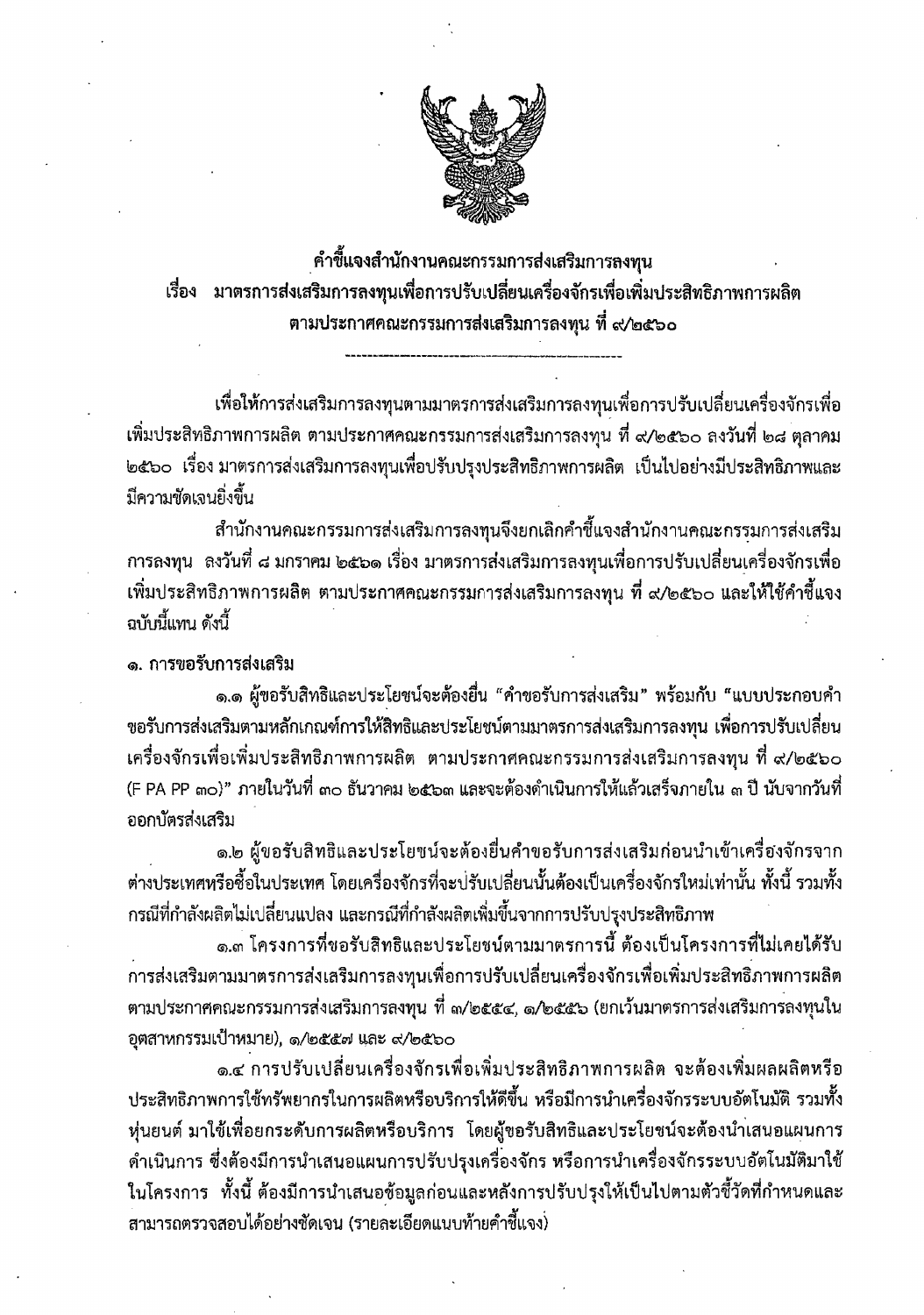**คำชี้แจงสำนักงานคณะกรรมการส่งเสริมการลงทุน**
**เรื่อง มาตรการส่งเสริมการลงทุนเพื่อการปรับเปลี่ยนเครื่องจักรเพื่อเพิ่มประสิทธิภาพการผลิต**
**ตามประกาศคณะกรรมการส่งเสริมการลงทุน ที่ ๙/๒๕๖๐**

---

เพื่อให้การส่งเสริมการลงทุนตามมาตรการส่งเสริมการลงทุนเพื่อการปรับเปลี่ยนเครื่องจักรเพื่อเพิ่มประสิทธิภาพการผลิต ตามประกาศคณะกรรมการส่งเสริมการลงทุน ที่ ๙/๒๕๖๐ ลงวันที่ ๒๘ ตุลาคม ๒๕๖๐ เรื่อง มาตรการส่งเสริมการลงทุนเพื่อปรับปรุงประสิทธิภาพการผลิต เป็นไปอย่างมีประสิทธิภาพและมีความชัดเจนยิ่งขึ้น

สำนักงานคณะกรรมการส่งเสริมการลงทุนจึงยกเลิกคำชี้แจงสำนักงานคณะกรรมการส่งเสริมการลงทุน ลงวันที่ ๘ มกราคม ๒๕๖๑ เรื่อง มาตรการส่งเสริมการลงทุนเพื่อการปรับเปลี่ยนเครื่องจักรเพื่อเพิ่มประสิทธิภาพการผลิต ตามประกาศคณะกรรมการส่งเสริมการลงทุน ที่ ๙/๒๕๖๐ และให้ใช้คำชี้แจงฉบับนี้แทน ดังนี้

**๑. การขอรับการส่งเสริม**

๑.๑ ผู้ขอรับสิทธิและประโยชน์จะต้องยื่น "คำขอรับการส่งเสริม" พร้อมกับ "แบบประกอบคำขอรับการส่งเสริมตามหลักเกณฑ์การให้สิทธิและประโยชน์ตามมาตรการส่งเสริมการลงทุน เพื่อการปรับเปลี่ยนเครื่องจักรเพื่อเพิ่มประสิทธิภาพการผลิต ตามประกาศคณะกรรมการส่งเสริมการลงทุน ที่ ๙/๒๕๖๐ (F PA PP ๓๐)" ภายในวันที่ ๓๐ ธันวาคม ๒๕๖๓ และจะต้องดำเนินการให้แล้วเสร็จภายใน ๓ ปี นับจากวันที่ออกบัตรส่งเสริม

๑.๒ ผู้ขอรับสิทธิและประโยชน์จะต้องยื่นคำขอรับการส่งเสริมก่อนนำเข้าเครื่องจักรจากต่างประเทศหรือซื้อในประเทศ โดยเครื่องจักรที่จะปรับเปลี่ยนนั้นต้องเป็นเครื่องจักรใหม่เท่านั้น ทั้งนี้ รวมทั้งกรณีที่กำลังผลิตไม่เปลี่ยนแปลง และกรณีที่กำลังผลิตเพิ่มขึ้นจากการปรับปรุงประสิทธิภาพ

๑.๓ โครงการที่ขอรับสิทธิและประโยชน์ตามมาตรการนี้ ต้องเป็นโครงการที่ไม่เคยได้รับการส่งเสริมตามมาตรการส่งเสริมการลงทุนเพื่อการปรับเปลี่ยนเครื่องจักรเพื่อเพิ่มประสิทธิภาพการผลิต ตามประกาศคณะกรรมการส่งเสริมการลงทุน ที่ ๓/๒๕๕๔, ๑/๒๕๕๖ (ยกเว้นมาตรการส่งเสริมการลงทุนในอุตสาหกรรมเป้าหมาย), ๑/๒๕๕๗ และ ๙/๒๕๖๐

๑.๔ การปรับเปลี่ยนเครื่องจักรเพื่อเพิ่มประสิทธิภาพการผลิต จะต้องเพิ่มผลผลิตหรือประสิทธิภาพการใช้ทรัพยากรในการผลิตหรือบริการให้ดีขึ้น หรือมีการนำเครื่องจักรระบบอัตโนมัติ รวมทั้งหุ่นยนต์ มาใช้เพื่อยกระดับการผลิตหรือบริการ โดยผู้ขอรับสิทธิและประโยชน์จะต้องนำเสนอแผนการดำเนินการ ซึ่งต้องมีการนำเสนอแผนการปรับปรุงเครื่องจักร หรือการนำเครื่องจักรระบบอัตโนมัติมาใช้ในโครงการ ทั้งนี้ ต้องมีการนำเสนอข้อมูลก่อนและหลังการปรับปรุงให้เป็นไปตามตัวชี้วัดที่กำหนดและสามารถตรวจสอบได้อย่างชัดเจน (รายละเอียดแนบท้ายคำชี้แจง)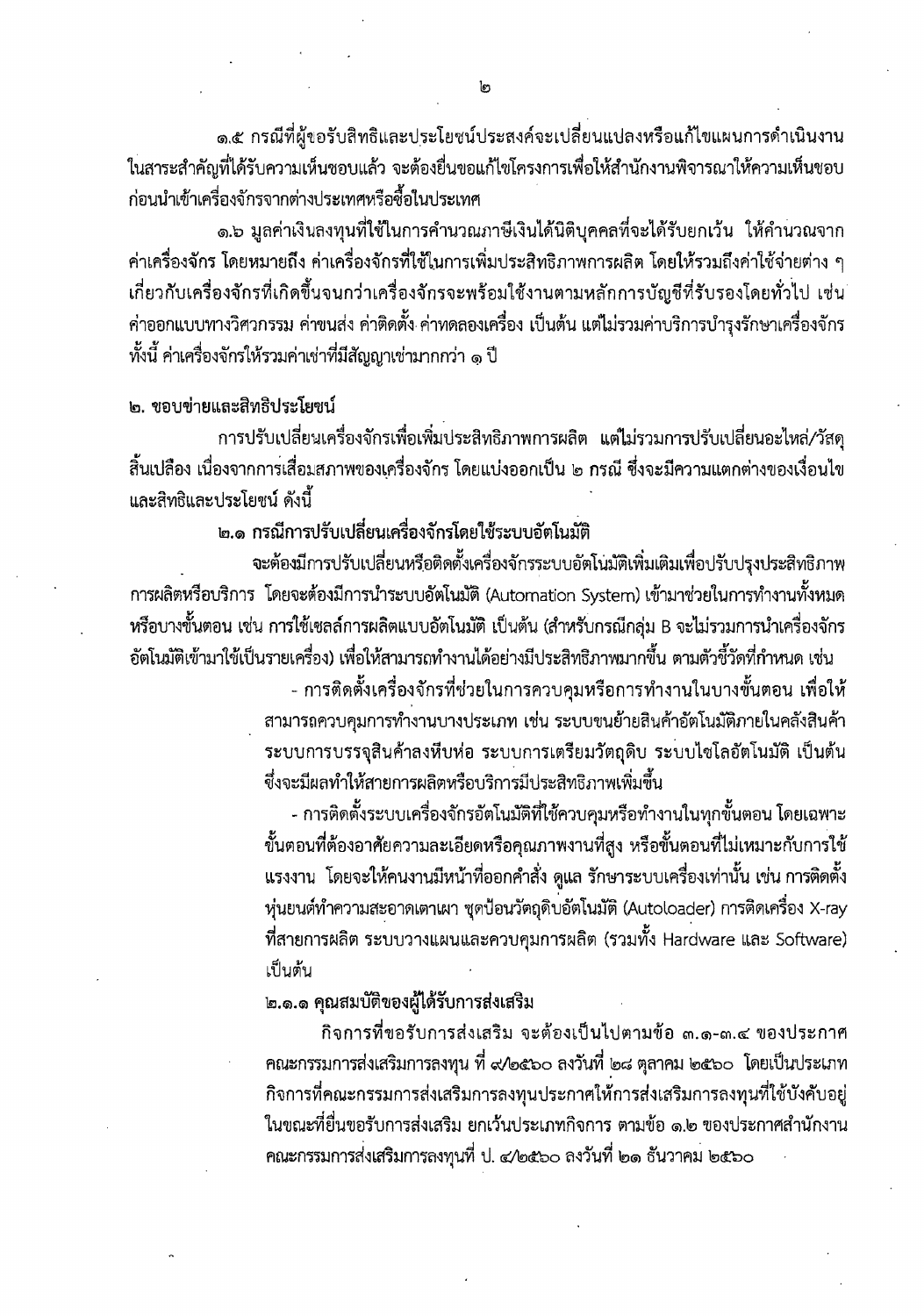๑.๕ กรณีที่ผู้ขอรับสิทธิและประโยชน์ประสงค์จะเปลี่ยนแปลงหรือแก้ไขแผนการดำเนินงานในสาระสำคัญที่ได้รับความเห็นชอบแล้ว จะต้องยื่นขอแก้ไขโครงการเพื่อให้สำนักงานพิจารณาให้ความเห็นชอบก่อนนำเข้าเครื่องจักรจากต่างประเทศหรือซื้อในประเทศ

๑.๖ มูลค่าเงินลงทุนที่ใช้ในการคำนวณภาษีเงินได้นิติบุคคลที่จะได้รับยกเว้น ให้คำนวณจากค่าเครื่องจักร โดยหมายถึง ค่าเครื่องจักรที่ใช้ในการเพิ่มประสิทธิภาพการผลิต โดยให้รวมถึงค่าใช้จ่ายต่าง ๆ เกี่ยวกับเครื่องจักรที่เกิดขึ้นจนกว่าเครื่องจักรจะพร้อมใช้งานตามหลักการบัญชีที่รับรองโดยทั่วไป เช่น ค่าออกแบบทางวิศวกรรม ค่าขนส่ง ค่าติดตั้ง ค่าทดลองเครื่อง เป็นต้น แต่ไม่รวมค่าบริการบำรุงรักษาเครื่องจักร ทั้งนี้ ค่าเครื่องจักรให้รวมค่าเช่าที่มีสัญญาเช่ามากกว่า ๑ ปี

**๒. ขอบข่ายและสิทธิประโยชน์**

การปรับเปลี่ยนเครื่องจักรเพื่อเพิ่มประสิทธิภาพการผลิต แต่ไม่รวมการปรับเปลี่ยนอะไหล่/วัสดุสิ้นเปลือง เนื่องจากการเสื่อมสภาพของเครื่องจักร โดยแบ่งออกเป็น ๒ กรณี ซึ่งจะมีความแตกต่างของเงื่อนไขและสิทธิและประโยชน์ ดังนี้

**๒.๑ กรณีการปรับเปลี่ยนเครื่องจักรโดยใช้ระบบอัตโนมัติ**

จะต้องมีการปรับเปลี่ยนหรือติดตั้งเครื่องจักรระบบอัตโนมัติเพิ่มเติมเพื่อปรับปรุงประสิทธิภาพการผลิตหรือบริการ โดยจะต้องมีการนำระบบอัตโนมัติ (Automation System) เข้ามาช่วยในการทำงานทั้งหมดหรือบางขั้นตอน เช่น การใช้เซลล์การผลิตแบบอัตโนมัติ เป็นต้น (สำหรับกรณีกลุ่ม B จะไม่รวมการนำเครื่องจักรอัตโนมัติเข้ามาใช้เป็นรายเครื่อง) เพื่อให้สามารถทำงานได้อย่างมีประสิทธิภาพมากขึ้น ตามตัวชี้วัดที่กำหนด เช่น

- การติดตั้งเครื่องจักรที่ช่วยในการควบคุมหรือการทำงานในบางขั้นตอน เพื่อให้สามารถควบคุมการทำงานบางประเภท เช่น ระบบขนย้ายสินค้าอัตโนมัติภายในคลังสินค้า ระบบการบรรจุสินค้าลงหีบห่อ ระบบการเตรียมวัตถุดิบ ระบบไซโลอัตโนมัติ เป็นต้น ซึ่งจะมีผลทำให้สายการผลิตหรือบริการมีประสิทธิภาพเพิ่มขึ้น
- การติดตั้งระบบเครื่องจักรอัตโนมัติที่ใช้ควบคุมหรือทำงานในทุกขั้นตอน โดยเฉพาะขั้นตอนที่ต้องอาศัยความละเอียดหรือคุณภาพงานที่สูง หรือขั้นตอนที่ไม่เหมาะกับการใช้แรงงาน โดยจะให้คนงานมีหน้าที่ออกคำสั่ง ดูแล รักษาระบบเครื่องเท่านั้น เช่น การติดตั้งหุ่นยนต์ทำความสะอาดเตาเผา ชุดป้อนวัตถุดิบอัตโนมัติ (Autoloader) การติดเครื่อง X-ray ที่สายการผลิต ระบบวางแผนและควบคุมการผลิต (รวมทั้ง Hardware และ Software) เป็นต้น

**๒.๑.๑ คุณสมบัติของผู้ได้รับการส่งเสริม**

กิจการที่ขอรับการส่งเสริม จะต้องเป็นไปตามข้อ ๓.๑-๓.๔ ของประกาศคณะกรรมการส่งเสริมการลงทุน ที่ ๙/๒๕๖๐ ลงวันที่ ๒๘ ตุลาคม ๒๕๖๐ โดยเป็นประเภทกิจการที่คณะกรรมการส่งเสริมการลงทุนประกาศให้การส่งเสริมการลงทุนที่ใช้บังคับอยู่ในขณะที่ยื่นขอรับการส่งเสริม ยกเว้นประเภทกิจการ ตามข้อ ๑.๒ ของประกาศสำนักงานคณะกรรมการส่งเสริมการลงทุนที่ ป. ๔/๒๕๖๐ ลงวันที่ ๒๑ ธันวาคม ๒๕๖๐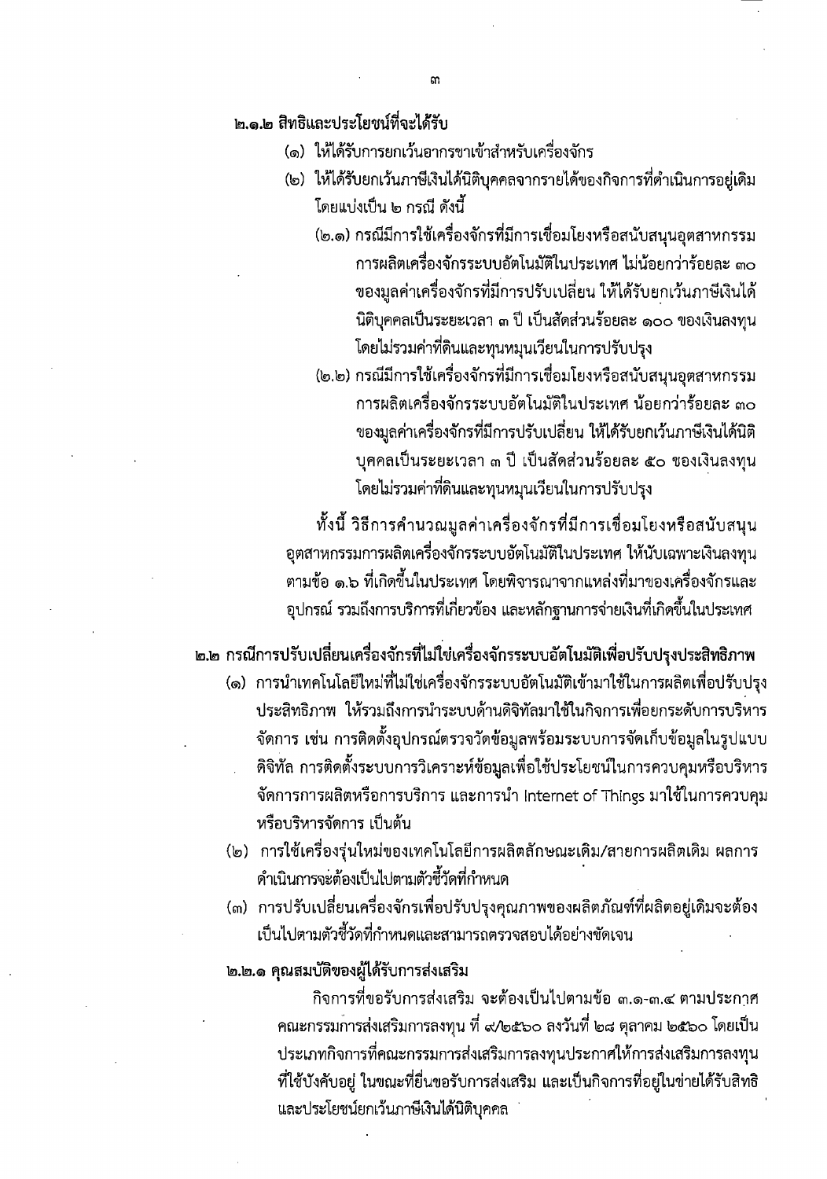### ๒.๑.๒ สิทธิและประโยชน์ที่จะได้รับ

(๑) ให้ได้รับการยกเว้นอากรขาเข้าสำหรับเครื่องจักร

(๒) ให้ได้รับยกเว้นภาษีเงินได้นิติบุคคลจากรายได้ของกิจการที่ดำเนินการอยู่เดิม โดยแบ่งเป็น ๒ กรณี ดังนี้

(๒.๑) กรณีมีการใช้เครื่องจักรที่มีการเชื่อมโยงหรือสนับสนุนอุตสาหกรรมการผลิตเครื่องจักรระบบอัตโนมัติในประเทศ ไม่น้อยกว่าร้อยละ ๓๐ ของมูลค่าเครื่องจักรที่มีการปรับเปลี่ยน ให้ได้รับยกเว้นภาษีเงินได้นิติบุคคลเป็นระยะเวลา ๓ ปี เป็นสัดส่วนร้อยละ ๑๐๐ ของเงินลงทุน โดยไม่รวมค่าที่ดินและทุนหมุนเวียนในการปรับปรุง

(๒.๒) กรณีมีการใช้เครื่องจักรที่มีการเชื่อมโยงหรือสนับสนุนอุตสาหกรรมการผลิตเครื่องจักรระบบอัตโนมัติในประเทศ น้อยกว่าร้อยละ ๓๐ ของมูลค่าเครื่องจักรที่มีการปรับเปลี่ยน ให้ได้รับยกเว้นภาษีเงินได้นิติบุคคลเป็นระยะเวลา ๓ ปี เป็นสัดส่วนร้อยละ ๕๐ ของเงินลงทุน โดยไม่รวมค่าที่ดินและทุนหมุนเวียนในการปรับปรุง

ทั้งนี้ วิธีการคำนวณมูลค่าเครื่องจักรที่มีการเชื่อมโยงหรือสนับสนุนอุตสาหกรรมการผลิตเครื่องจักรระบบอัตโนมัติในประเทศ ให้นับเฉพาะเงินลงทุนตามข้อ ๑.๖ ที่เกิดขึ้นในประเทศ โดยพิจารณาจากแหล่งที่มาของเครื่องจักรและอุปกรณ์ รวมถึงการบริการที่เกี่ยวข้อง และหลักฐานการจ่ายเงินที่เกิดขึ้นในประเทศ

## ๒.๒ กรณีการปรับเปลี่ยนเครื่องจักรที่ไม่ใช่เครื่องจักรระบบอัตโนมัติเพื่อปรับปรุงประสิทธิภาพ

(๑) การนำเทคโนโลยีใหม่ที่ไม่ใช่เครื่องจักรระบบอัตโนมัติเข้ามาใช้ในการผลิตเพื่อปรับปรุงประสิทธิภาพ ให้รวมถึงการนำระบบด้านดิจิทัลมาใช้ในกิจการเพื่อยกระดับการบริหารจัดการ เช่น การติดตั้งอุปกรณ์ตรวจวัดข้อมูลพร้อมระบบการจัดเก็บข้อมูลในรูปแบบดิจิทัล การติดตั้งระบบการวิเคราะห์ข้อมูลเพื่อใช้ประโยชน์ในการควบคุมหรือบริหารจัดการการผลิตหรือการบริการ และการนำ Internet of Things มาใช้ในการควบคุมหรือบริหารจัดการ เป็นต้น

(๒) การใช้เครื่องรุ่นใหม่ของเทคโนโลยีการผลิตลักษณะเดิม/สายการผลิตเดิม ผลการดำเนินการจะต้องเป็นไปตามตัวชี้วัดที่กำหนด

(๓) การปรับเปลี่ยนเครื่องจักรเพื่อปรับปรุงคุณภาพของผลิตภัณฑ์ที่ผลิตอยู่เดิมจะต้องเป็นไปตามตัวชี้วัดที่กำหนดและสามารถตรวจสอบได้อย่างชัดเจน

### ๒.๒.๑ คุณสมบัติของผู้ได้รับการส่งเสริม

กิจการที่ขอรับการส่งเสริม จะต้องเป็นไปตามข้อ ๓.๑-๓.๔ ตามประกาศคณะกรรมการส่งเสริมการลงทุน ที่ ๙/๒๕๖๐ ลงวันที่ ๒๘ ตุลาคม ๒๕๖๐ โดยเป็นประเภทกิจการที่คณะกรรมการส่งเสริมการลงทุนประกาศให้การส่งเสริมการลงทุนที่ใช้บังคับอยู่ ในขณะที่ยื่นขอรับการส่งเสริม และเป็นกิจการที่อยู่ในข่ายได้รับสิทธิและประโยชน์ยกเว้นภาษีเงินได้นิติบุคคล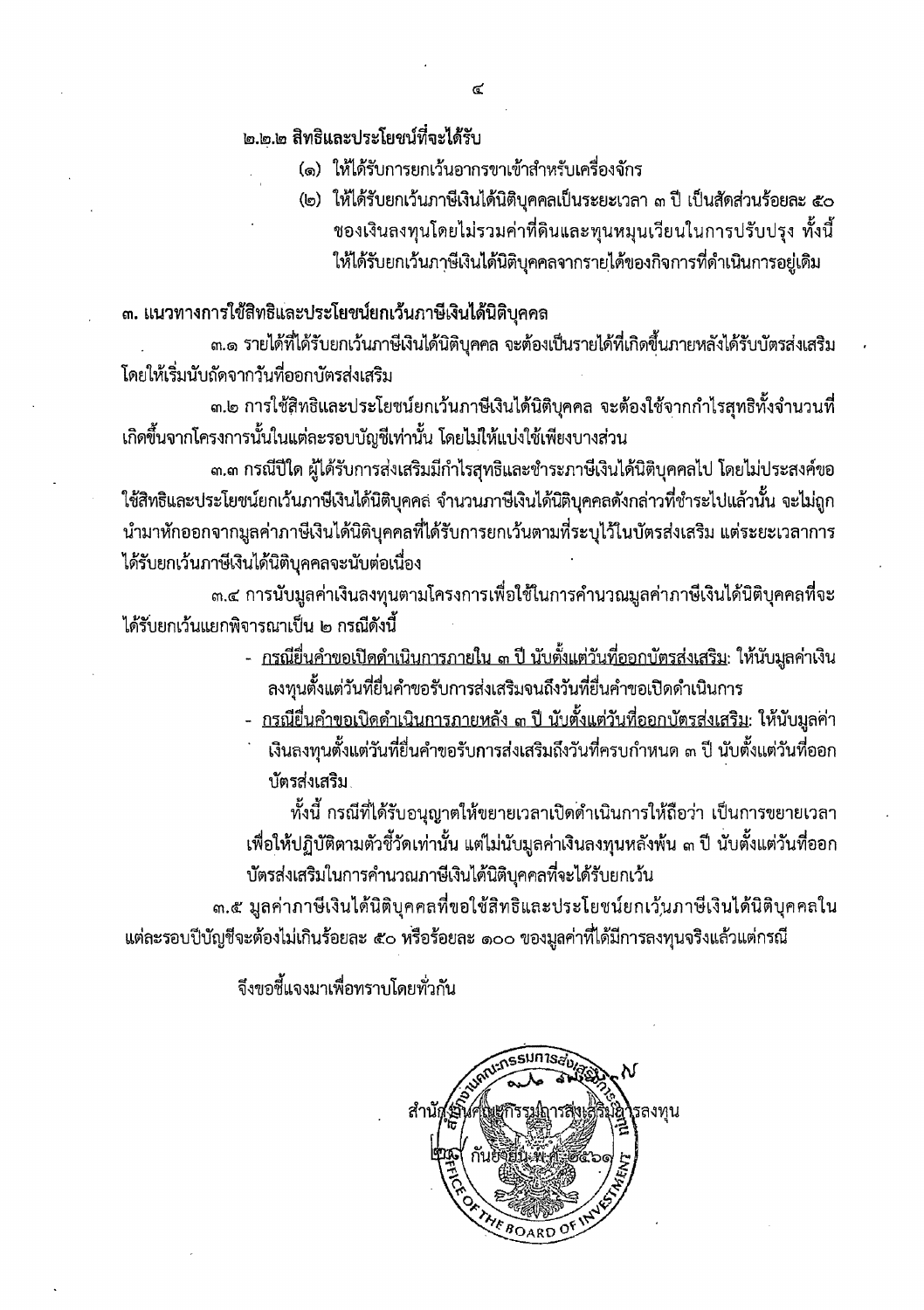**๒.๒.๒ สิทธิและประโยชน์ที่จะได้รับ**

(๑) ให้ได้รับการยกเว้นอากรขาเข้าสำหรับเครื่องจักร

(๒) ให้ได้รับยกเว้นภาษีเงินได้นิติบุคคลเป็นระยะเวลา ๓ ปี เป็นสัดส่วนร้อยละ ๕๐ ของเงินลงทุนโดยไม่รวมค่าที่ดินและทุนหมุนเวียนในการปรับปรุง ทั้งนี้ ให้ได้รับยกเว้นภาษีเงินได้นิติบุคคลจากรายได้ของกิจการที่ดำเนินการอยู่เดิม

**๓. แนวทางการใช้สิทธิและประโยชน์ยกเว้นภาษีเงินได้นิติบุคคล**

๓.๑ รายได้ที่ได้รับยกเว้นภาษีเงินได้นิติบุคคล จะต้องเป็นรายได้ที่เกิดขึ้นภายหลังได้รับบัตรส่งเสริม โดยให้เริ่มนับถัดจากวันที่ออกบัตรส่งเสริม

๓.๒ การใช้สิทธิและประโยชน์ยกเว้นภาษีเงินได้นิติบุคคล จะต้องใช้จากกำไรสุทธิทั้งจำนวนที่เกิดขึ้นจากโครงการนั้นในแต่ละรอบบัญชีเท่านั้น โดยไม่ให้แบ่งใช้เพียงบางส่วน

๓.๓ กรณีปีใด ผู้ได้รับการส่งเสริมมีกำไรสุทธิและชำระภาษีเงินได้นิติบุคคลไป โดยไม่ประสงค์ขอใช้สิทธิและประโยชน์ยกเว้นภาษีเงินได้นิติบุคคล จำนวนภาษีเงินได้นิติบุคคลดังกล่าวที่ชำระไปแล้วนั้น จะไม่ถูกนำมาหักออกจากมูลค่าภาษีเงินได้นิติบุคคลที่ได้รับการยกเว้นตามที่ระบุไว้ในบัตรส่งเสริม แต่ระยะเวลาการได้รับยกเว้นภาษีเงินได้นิติบุคคลจะนับต่อเนื่อง

๓.๔ การนับมูลค่าเงินลงทุนตามโครงการเพื่อใช้ในการคำนวณมูลค่าภาษีเงินได้นิติบุคคลที่จะได้รับยกเว้นแยกพิจารณาเป็น ๒ กรณีดังนี้

- <u>กรณียื่นคำขอเปิดดำเนินการภายใน ๓ ปี นับตั้งแต่วันที่ออกบัตรส่งเสริม</u>: ให้นับมูลค่าเงินลงทุนตั้งแต่วันที่ยื่นคำขอรับการส่งเสริมจนถึงวันที่ยื่นคำขอเปิดดำเนินการ
- <u>กรณียื่นคำขอเปิดดำเนินการภายหลัง ๓ ปี นับตั้งแต่วันที่ออกบัตรส่งเสริม</u>: ให้นับมูลค่าเงินลงทุนตั้งแต่วันที่ยื่นคำขอรับการส่งเสริมถึงวันที่ครบกำหนด ๓ ปี นับตั้งแต่วันที่ออกบัตรส่งเสริม

ทั้งนี้ กรณีที่ได้รับอนุญาตให้ขยายเวลาเปิดดำเนินการให้ถือว่า เป็นการขยายเวลาเพื่อให้ปฏิบัติตามตัวชี้วัดเท่านั้น แต่ไม่นับมูลค่าเงินลงทุนหลังพ้น ๓ ปี นับตั้งแต่วันที่ออกบัตรส่งเสริมในการคำนวณภาษีเงินได้นิติบุคคลที่จะได้รับยกเว้น

๓.๕ มูลค่าภาษีเงินได้นิติบุคคลที่ขอใช้สิทธิและประโยชน์ยกเว้นภาษีเงินได้นิติบุคคลในแต่ละรอบปีบัญชีจะต้องไม่เกินร้อยละ ๕๐ หรือร้อยละ ๑๐๐ ของมูลค่าที่ได้มีการลงทุนจริงแล้วแต่กรณี

จึงขอชี้แจงมาเพื่อทราบโดยทั่วกัน

สำนักงานคณะกรรมการส่งเสริมการลงทุน

๒๘ กันยายน พ.ศ. ๒๕๖๑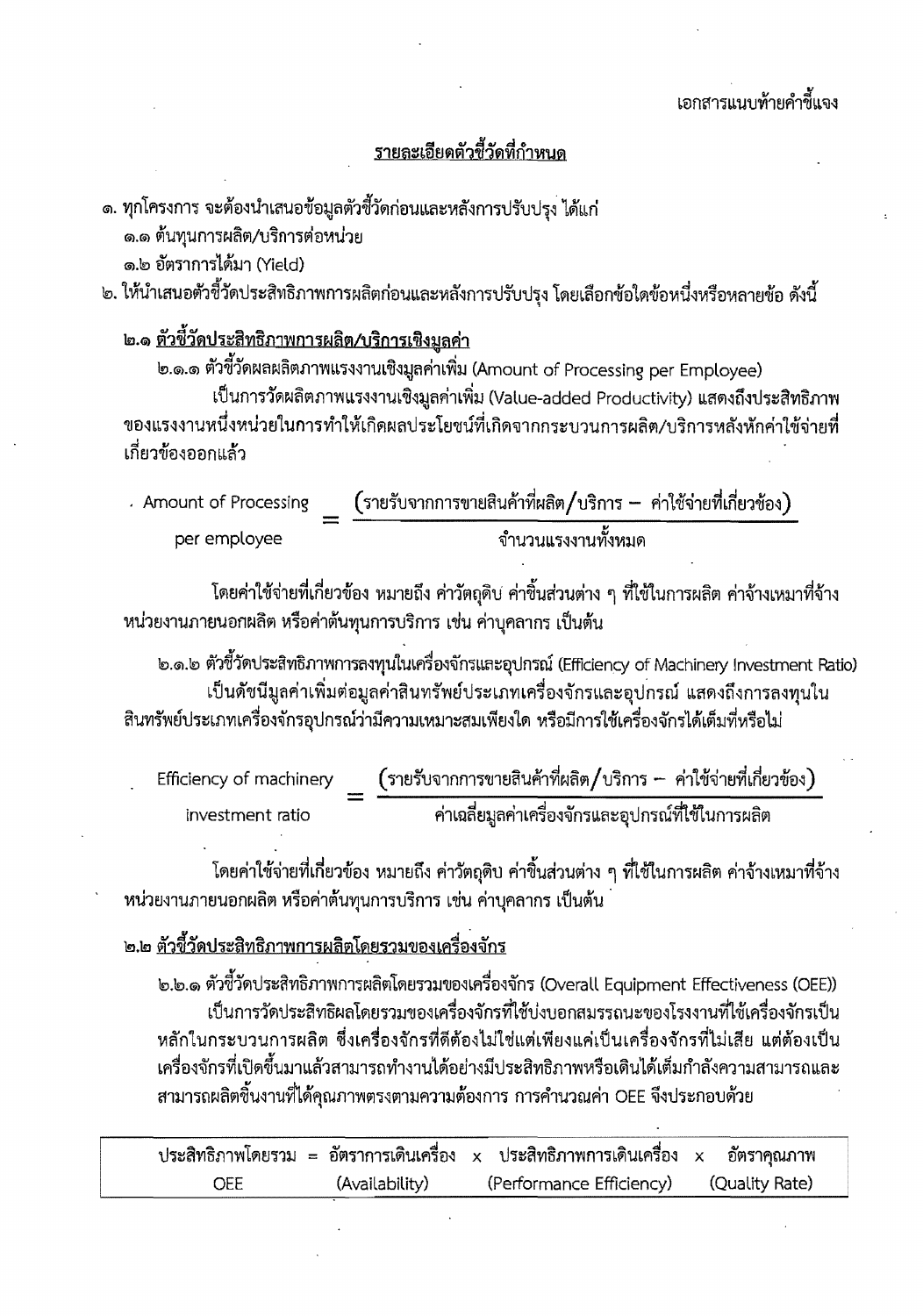เอกสารแนบท้ายคำชี้แจง

## รายละเอียดตัวชี้วัดที่กำหนด

๑. ทุกโครงการ จะต้องนำเสนอข้อมูลตัวชี้วัดก่อนและหลังการปรับปรุง ได้แก่

๑.๑ ต้นทุนการผลิต/บริการต่อหน่วย

๑.๒ อัตราการได้มา (Yield)

๒. ให้นำเสนอตัวชี้วัดประสิทธิภาพการผลิตก่อนและหลังการปรับปรุง โดยเลือกข้อใดข้อหนึ่งหรือหลายข้อ ดังนี้

### ๒.๑ ตัวชี้วัดประสิทธิภาพการผลิต/บริการเชิงมูลค่า

๒.๑.๑ ตัวชี้วัดผลผลิตภาพแรงงานเชิงมูลค่าเพิ่ม (Amount of Processing per Employee)

เป็นการวัดผลิตภาพแรงงานเชิงมูลค่าเพิ่ม (Value-added Productivity) แสดงถึงประสิทธิภาพของแรงงานหนึ่งหน่วยในการทำให้เกิดผลประโยชน์ที่เกิดจากกระบวนการผลิต/บริการหลังหักค่าใช้จ่ายที่เกี่ยวข้องออกแล้ว

$$\text{Amount of Processing per employee} = \frac{(\text{รายรับจากการขายสินค้าที่ผลิต/บริการ} - \text{ค่าใช้จ่ายที่เกี่ยวข้อง})}{\text{จำนวนแรงงานทั้งหมด}}$$

โดยค่าใช้จ่ายที่เกี่ยวข้อง หมายถึง ค่าวัตถุดิบ ค่าชิ้นส่วนต่าง ๆ ที่ใช้ในการผลิต ค่าจ้างเหมาที่จ้างหน่วยงานภายนอกผลิต หรือค่าต้นทุนการบริการ เช่น ค่าบุคลากร เป็นต้น

๒.๑.๒ ตัวชี้วัดประสิทธิภาพการลงทุนในเครื่องจักรและอุปกรณ์ (Efficiency of Machinery Investment Ratio)

เป็นดัชนีมูลค่าเพิ่มต่อมูลค่าสินทรัพย์ประเภทเครื่องจักรและอุปกรณ์ แสดงถึงการลงทุนในสินทรัพย์ประเภทเครื่องจักรอุปกรณ์ว่ามีความเหมาะสมเพียงใด หรือมีการใช้เครื่องจักรได้เต็มที่หรือไม่

$$\text{Efficiency of machinery investment ratio} = \frac{(\text{รายรับจากการขายสินค้าที่ผลิต/บริการ} - \text{ค่าใช้จ่ายที่เกี่ยวข้อง})}{\text{ค่าเฉลี่ยมูลค่าเครื่องจักรและอุปกรณ์ที่ใช้ในการผลิต}}$$

โดยค่าใช้จ่ายที่เกี่ยวข้อง หมายถึง ค่าวัตถุดิบ ค่าชิ้นส่วนต่าง ๆ ที่ใช้ในการผลิต ค่าจ้างเหมาที่จ้างหน่วยงานภายนอกผลิต หรือค่าต้นทุนการบริการ เช่น ค่าบุคลากร เป็นต้น

### ๒.๒ ตัวชี้วัดประสิทธิภาพการผลิตโดยรวมของเครื่องจักร

๒.๒.๑ ตัวชี้วัดประสิทธิภาพการผลิตโดยรวมของเครื่องจักร (Overall Equipment Effectiveness (OEE))

เป็นการวัดประสิทธิผลโดยรวมของเครื่องจักรที่ใช้บ่งบอกสมรรถนะของโรงงานที่ใช้เครื่องจักรเป็นหลักในกระบวนการผลิต ซึ่งเครื่องจักรที่ดีต้องไม่ใช่แต่เพียงแค่เป็นเครื่องจักรที่ไม่เสีย แต่ต้องเป็นเครื่องจักรที่เปิดขึ้นมาแล้วสามารถทำงานได้อย่างมีประสิทธิภาพหรือเดินได้เต็มกำลังความสามารถและสามารถผลิตชิ้นงานที่ได้คุณภาพตรงตามความต้องการ การคำนวณค่า OEE จึงประกอบด้วย

| ประสิทธิภาพโดยรวม | = | อัตราการเดินเครื่อง | x | ประสิทธิภาพการเดินเครื่อง | x | อัตราคุณภาพ |
|---|---|---|---|---|---|---|
| OEE | | (Availability) | | (Performance Efficiency) | | (Quality Rate) |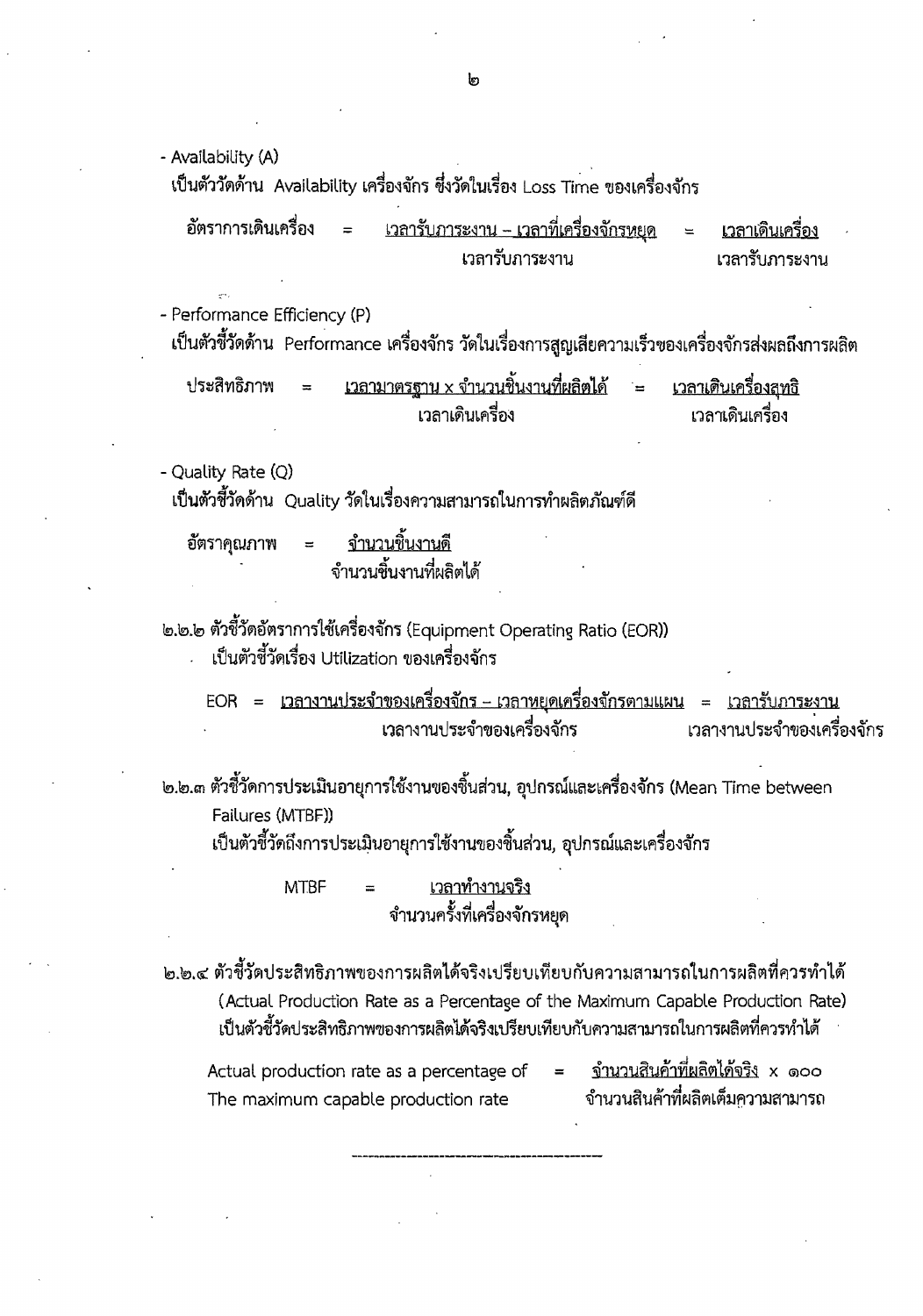- Availability (A)

เป็นตัววัดด้าน Availability เครื่องจักร ซึ่งวัดในเรื่อง Loss Time ของเครื่องจักร

$$\text{อัตราการเดินเครื่อง} = \frac{\text{เวลารับภาระงาน} - \text{เวลาที่เครื่องจักรหยุด}}{\text{เวลารับภาระงาน}} = \frac{\text{เวลาเดินเครื่อง}}{\text{เวลารับภาระงาน}}$$

- Performance Efficiency (P)

เป็นตัวชี้วัดด้าน Performance เครื่องจักร วัดในเรื่องการสูญเสียความเร็วของเครื่องจักรส่งผลถึงการผลิต

$$\text{ประสิทธิภาพ} = \frac{\text{เวลามาตรฐาน} \times \text{จำนวนชิ้นงานที่ผลิตได้}}{\text{เวลาเดินเครื่อง}} = \frac{\text{เวลาเดินเครื่องสุทธิ}}{\text{เวลาเดินเครื่อง}}$$

- Quality Rate (Q)

เป็นตัวชี้วัดด้าน Quality วัดในเรื่องความสามารถในการทำผลิตภัณฑ์ดี

$$\text{อัตราคุณภาพ} = \frac{\text{จำนวนชิ้นงานดี}}{\text{จำนวนชิ้นงานที่ผลิตได้}}$$

๒.๒.๒ ตัวชี้วัดอัตราการใช้เครื่องจักร (Equipment Operating Ratio (EOR))

เป็นตัวชี้วัดเรื่อง Utilization ของเครื่องจักร

$$\text{EOR} = \frac{\text{เวลางานประจำของเครื่องจักร} - \text{เวลาหยุดเครื่องจักรตามแผน}}{\text{เวลางานประจำของเครื่องจักร}} = \frac{\text{เวลารับภาระงาน}}{\text{เวลางานประจำของเครื่องจักร}}$$

๒.๒.๓ ตัวชี้วัดการประเมินอายุการใช้งานของชิ้นส่วน, อุปกรณ์และเครื่องจักร (Mean Time between Failures (MTBF))

เป็นตัวชี้วัดถึงการประเมินอายุการใช้งานของชิ้นส่วน, อุปกรณ์และเครื่องจักร

$$\text{MTBF} = \frac{\text{เวลาทำงานจริง}}{\text{จำนวนครั้งที่เครื่องจักรหยุด}}$$

๒.๒.๔ ตัวชี้วัดประสิทธิภาพของการผลิตได้จริงเปรียบเทียบกับความสามารถในการผลิตที่ควรทำได้ (Actual Production Rate as a Percentage of the Maximum Capable Production Rate)

เป็นตัวชี้วัดประสิทธิภาพของการผลิตได้จริงเปรียบเทียบกับความสามารถในการผลิตที่ควรทำได้

$$\text{Actual production rate as a percentage of The maximum capable production rate} = \frac{\text{จำนวนสินค้าที่ผลิตได้จริง} \times ๑๐๐}{\text{จำนวนสินค้าที่ผลิตเต็มความสามารถ}}$$

---